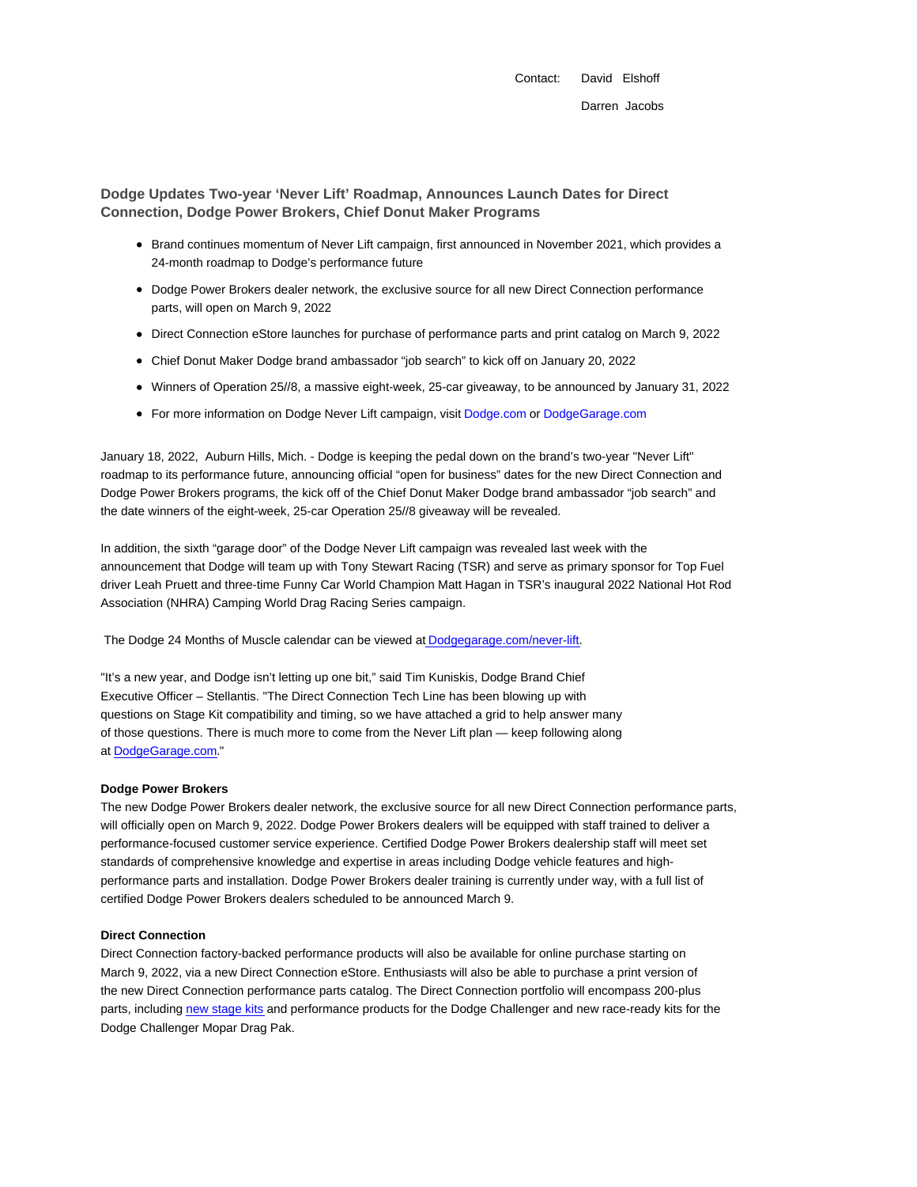Contact: David Elshoff

Darren Jacobs

## Dodge Updates Two-year 'Never Lift' Roadmap, Announces Launch Dates for Direct Connection, Dodge Power Brokers, Chief Donut Maker Programs

- Brand continues momentum of Never Lift campaign, first announced in November 2021, which provides a 24-month roadmap to Dodge's performance future
- Dodge Power Brokers dealer network, the exclusive source for all new Direct Connection performance parts, will open on March 9, 2022
- Direct Connection eStore launches for purchase of performance parts and print catalog on March 9, 2022
- Chief Donut Maker Dodge brand ambassador "job search" to kick off on January 20, 2022
- Winners of Operation 25//8, a massive eight-week, 25-car giveaway, to be announced by January 31, 2022
- For more information on Dodge Never Lift campaign, visit Dodge.com or DodgeGarage.com

January 18, 2022, Auburn Hills, Mich. - Dodge is keeping the pedal down on the brand's two-year "Never Lift" roadmap to its performance future, announcing official "open for business" dates for the new Direct Connection and Dodge Power Brokers programs, the kick off of the Chief Donut Maker Dodge brand ambassador "job search" and the date winners of the eight-week, 25-car Operation 25//8 giveaway will be revealed.

In addition, the sixth "garage door" of the Dodge Never Lift campaign was revealed last week with the announcement that Dodge will team up with Tony Stewart Racing (TSR) and serve as primary sponsor for Top Fuel driver Leah Pruett and three-time Funny Car World Champion Matt Hagan in TSR's inaugural 2022 National Hot Rod Association (NHRA) Camping World Drag Racing Series campaign.

The Dodge 24 Months of Muscle calendar can be viewed at Dodgegarage.com/never-lift.

"It's a new year, and Dodge isn't letting up one bit," said Tim Kuniskis, Dodge Brand Chief Executive Officer – Stellantis. "The Direct Connection Tech Line has been blowing up with questions on Stage Kit compatibility and timing, so we have attached a grid to help answer many of those questions. There is much more to come from the Never Lift plan — keep following along at DodgeGarage.com."

**Dodge Power Brokers**

The new Dodge Power Brokers dealer network, the exclusive source for all new Direct Connection performance parts, will officially open on March 9, 2022. Dodge Power Brokers dealers will be equipped with staff trained to deliver a performance-focused customer service experience. Certified Dodge Power Brokers dealership staff will meet set standards of comprehensive knowledge and expertise in areas including Dodge vehicle features and high-performance parts and installation. Dodge Power Brokers dealer training is currently under way, with a full list of certified Dodge Power Brokers dealers scheduled to be announced March 9.

**Direct Connection**

Direct Connection factory-backed performance products will also be available for online purchase starting on March 9, 2022, via a new Direct Connection eStore. Enthusiasts will also be able to purchase a print version of the new Direct Connection performance parts catalog. The Direct Connection portfolio will encompass 200-plus parts, including new stage kits and performance products for the Dodge Challenger and new race-ready kits for the Dodge Challenger Mopar Drag Pak.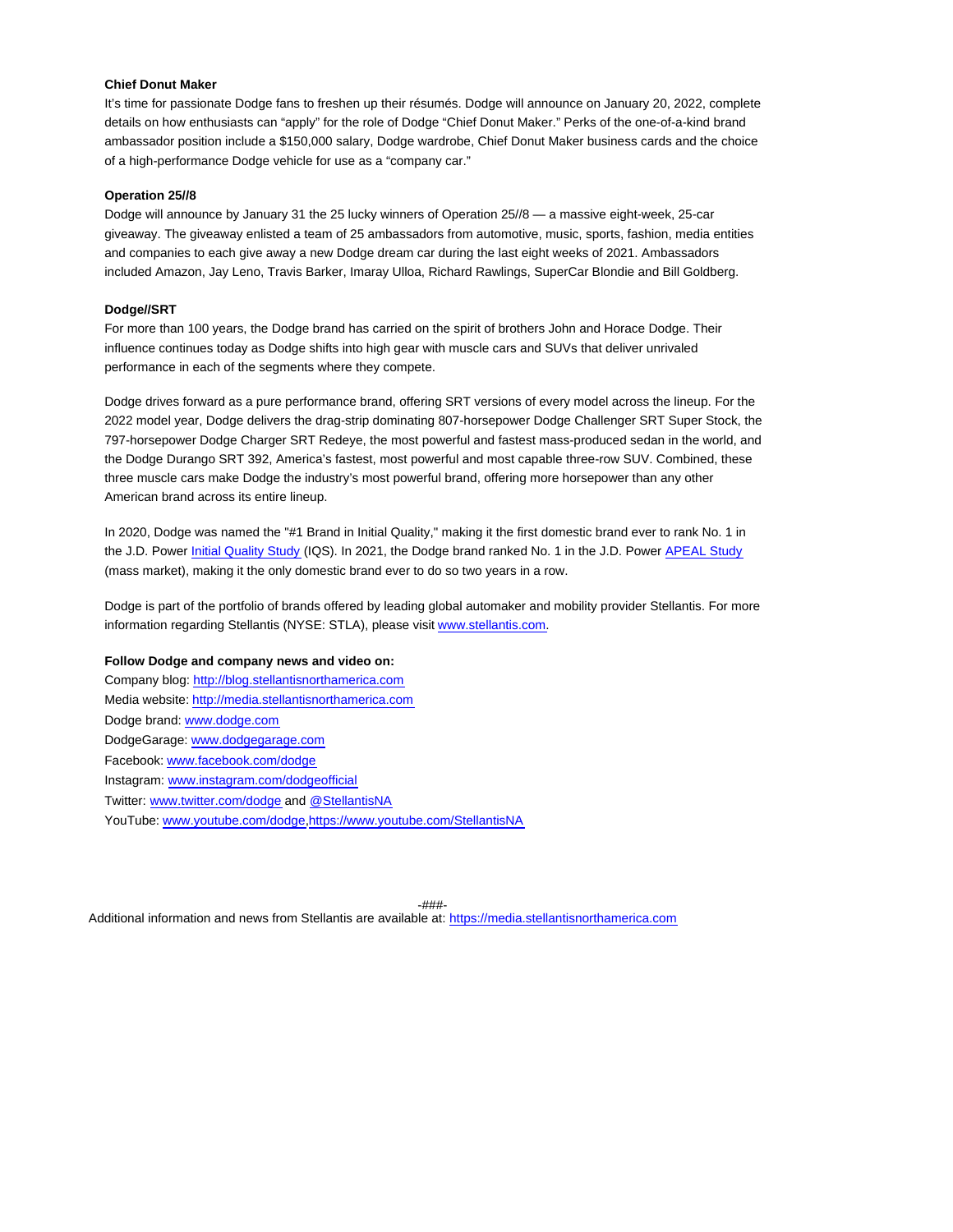**Chief Donut Maker**

It's time for passionate Dodge fans to freshen up their résumés. Dodge will announce on January 20, 2022, complete details on how enthusiasts can "apply" for the role of Dodge "Chief Donut Maker." Perks of the one-of-a-kind brand ambassador position include a $150,000 salary, Dodge wardrobe, Chief Donut Maker business cards and the choice of a high-performance Dodge vehicle for use as a "company car."

**Operation 25//8**

Dodge will announce by January 31 the 25 lucky winners of Operation 25//8 — a massive eight-week, 25-car giveaway. The giveaway enlisted a team of 25 ambassadors from automotive, music, sports, fashion, media entities and companies to each give away a new Dodge dream car during the last eight weeks of 2021. Ambassadors included Amazon, Jay Leno, Travis Barker, Imaray Ulloa, Richard Rawlings, SuperCar Blondie and Bill Goldberg.

**Dodge//SRT**

For more than 100 years, the Dodge brand has carried on the spirit of brothers John and Horace Dodge. Their influence continues today as Dodge shifts into high gear with muscle cars and SUVs that deliver unrivaled performance in each of the segments where they compete.

Dodge drives forward as a pure performance brand, offering SRT versions of every model across the lineup. For the 2022 model year, Dodge delivers the drag-strip dominating 807-horsepower Dodge Challenger SRT Super Stock, the 797-horsepower Dodge Charger SRT Redeye, the most powerful and fastest mass-produced sedan in the world, and the Dodge Durango SRT 392, America's fastest, most powerful and most capable three-row SUV. Combined, these three muscle cars make Dodge the industry's most powerful brand, offering more horsepower than any other American brand across its entire lineup.

In 2020, Dodge was named the "#1 Brand in Initial Quality," making it the first domestic brand ever to rank No. 1 in the J.D. Power Initial Quality Study (IQS). In 2021, the Dodge brand ranked No. 1 in the J.D. Power APEAL Study (mass market), making it the only domestic brand ever to do so two years in a row.

Dodge is part of the portfolio of brands offered by leading global automaker and mobility provider Stellantis. For more information regarding Stellantis (NYSE: STLA), please visit www.stellantis.com.

**Follow Dodge and company news and video on:**

Company blog: http://blog.stellantisnorthamerica.com
Media website: http://media.stellantisnorthamerica.com
Dodge brand: www.dodge.com
DodgeGarage: www.dodgegarage.com
Facebook: www.facebook.com/dodge
Instagram: www.instagram.com/dodgeofficial
Twitter: www.twitter.com/dodge and @StellantisNA
YouTube: www.youtube.com/dodge,https://www.youtube.com/StellantisNA

-###-

Additional information and news from Stellantis are available at: https://media.stellantisnorthamerica.com